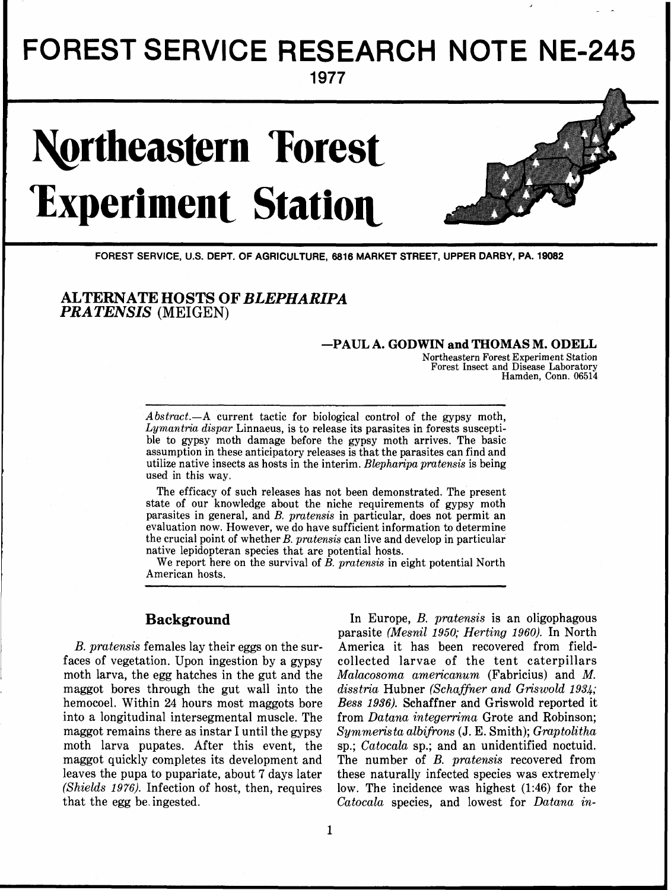# FOREST SERVICE RESEARCH NOTE NE-245

**1977**

# Northeastern Forest Experiment Station

FOREST SERVICE, U.S. DEPT. OF AGRICULTURE, 6816 MARKET STREET, UPPER DARBY, PA. 19082

## ALTERNATE HOSTS OF *BLEPHARIPA PRATENSIS* (MEIGEN)

**—PAUL A. GODWIN and THOMAS M. ODELL**

Northeastern Forest Experiment Station
Forest Insect and Disease Laboratory
Hamden, Conn. 06514

*Abstract.*—A current tactic for biological control of the gypsy moth, *Lymantria dispar* Linnaeus, is to release its parasites in forests susceptible to gypsy moth damage before the gypsy moth arrives. The basic assumption in these anticipatory releases is that the parasites can find and utilize native insects as hosts in the interim. *Blepharipa pratensis* is being used in this way.

The efficacy of such releases has not been demonstrated. The present state of our knowledge about the niche requirements of gypsy moth parasites in general, and *B. pratensis* in particular, does not permit an evaluation now. However, we do have sufficient information to determine the crucial point of whether *B. pratensis* can live and develop in particular native lepidopteran species that are potential hosts.

We report here on the survival of *B. pratensis* in eight potential North American hosts.

### Background

*B. pratensis* females lay their eggs on the surfaces of vegetation. Upon ingestion by a gypsy moth larva, the egg hatches in the gut and the maggot bores through the gut wall into the hemocoel. Within 24 hours most maggots bore into a longitudinal intersegmental muscle. The maggot remains there as instar I until the gypsy moth larva pupates. After this event, the maggot quickly completes its development and leaves the pupa to pupariate, about 7 days later *(Shields 1976)*. Infection of host, then, requires that the egg be ingested.

In Europe, *B. pratensis* is an oligophagous parasite *(Mesnil 1950; Herting 1960)*. In North America it has been recovered from field-collected larvae of the tent caterpillars *Malacosoma americanum* (Fabricius) and *M. disstria* Hubner *(Schaffner and Griswold 1934; Bess 1936)*. Schaffner and Griswold reported it from *Datana integerrima* Grote and Robinson; *Symmerista albifrons* (J. E. Smith); *Graptolitha* sp.; *Catocala* sp.; and an unidentified noctuid. The number of *B. pratensis* recovered from these naturally infected species was extremely low. The incidence was highest (1:46) for the *Catocala* species, and lowest for *Datana in-*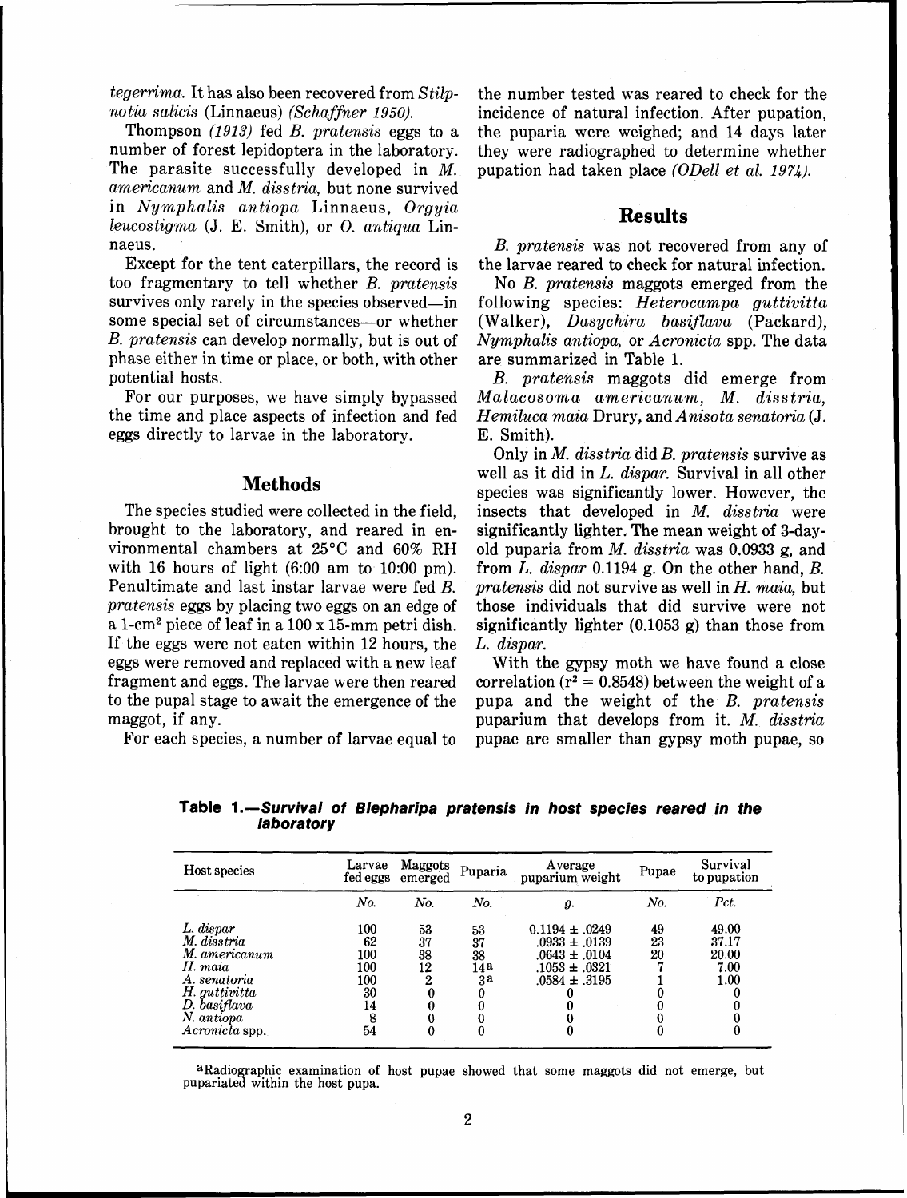*tegerrima*. It has also been recovered from *Stilpnotia salicis* (Linnaeus) *(Schaffner 1950)*.

Thompson *(1913)* fed *B. pratensis* eggs to a number of forest lepidoptera in the laboratory. The parasite successfully developed in *M. americanum* and *M. disstria*, but none survived in *Nymphalis antiopa* Linnaeus, *Orgyia leucostigma* (J. E. Smith), or *O. antiqua* Linnaeus.

Except for the tent caterpillars, the record is too fragmentary to tell whether *B. pratensis* survives only rarely in the species observed—in some special set of circumstances—or whether *B. pratensis* can develop normally, but is out of phase either in time or place, or both, with other potential hosts.

For our purposes, we have simply bypassed the time and place aspects of infection and fed eggs directly to larvae in the laboratory.

## Methods

The species studied were collected in the field, brought to the laboratory, and reared in environmental chambers at 25°C and 60% RH with 16 hours of light (6:00 am to 10:00 pm). Penultimate and last instar larvae were fed *B. pratensis* eggs by placing two eggs on an edge of a 1-cm$^2$ piece of leaf in a 100 x 15-mm petri dish. If the eggs were not eaten within 12 hours, the eggs were removed and replaced with a new leaf fragment and eggs. The larvae were then reared to the pupal stage to await the emergence of the maggot, if any.

For each species, a number of larvae equal to the number tested was reared to check for the incidence of natural infection. After pupation, the puparia were weighed; and 14 days later they were radiographed to determine whether pupation had taken place *(ODell et al. 1974)*.

## Results

*B. pratensis* was not recovered from any of the larvae reared to check for natural infection.

No *B. pratensis* maggots emerged from the following species: *Heterocampa guttivitta* (Walker), *Dasychira basiflava* (Packard), *Nymphalis antiopa*, or *Acronicta* spp. The data are summarized in Table 1.

*B. pratensis* maggots did emerge from *Malacosoma americanum*, *M. disstria*, *Hemiluca maia* Drury, and *Anisota senatoria* (J. E. Smith).

Only in *M. disstria* did *B. pratensis* survive as well as it did in *L. dispar*. Survival in all other species was significantly lower. However, the insects that developed in *M. disstria* were significantly lighter. The mean weight of 3-day-old puparia from *M. disstria* was 0.0933 g, and from *L. dispar* 0.1194 g. On the other hand, *B. pratensis* did not survive as well in *H. maia*, but those individuals that did survive were not significantly lighter (0.1053 g) than those from *L. dispar*.

With the gypsy moth we have found a close correlation ($r^2 = 0.8548$) between the weight of a pupa and the weight of the *B. pratensis* puparium that develops from it. *M. disstria* pupae are smaller than gypsy moth pupae, so

**Table 1.—*Survival of Blepharipa pratensis in host species reared in the laboratory***

| Host species | Larvae fed eggs | Maggots emerged | Puparia | Average puparium weight | Pupae | Survival to pupation |
|---|---|---|---|---|---|---|
| | *No.* | *No.* | *No.* | *g.* | *No.* | *Pct.* |
| *L. dispar* | 100 | 53 | 53 | 0.1194 ± .0249 | 49 | 49.00 |
| *M. disstria* | 62 | 37 | 37 | .0933 ± .0139 | 23 | 37.17 |
| *M. americanum* | 100 | 38 | 38 | .0643 ± .0104 | 20 | 20.00 |
| *H. maia* | 100 | 12 | 14[a] | .1053 ± .0321 | 7 | 7.00 |
| *A. senatoria* | 100 | 2 | 3[a] | .0584 ± .3195 | 1 | 1.00 |
| *H. guttivitta* | 30 | 0 | 0 | 0 | 0 | 0 |
| *D. basiflava* | 14 | 0 | 0 | 0 | 0 | 0 |
| *N. antiopa* | 8 | 0 | 0 | 0 | 0 | 0 |
| *Acronicta* spp. | 54 | 0 | 0 | 0 | 0 | 0 |

[a]Radiographic examination of host pupae showed that some maggots did not emerge, but pupariated within the host pupa.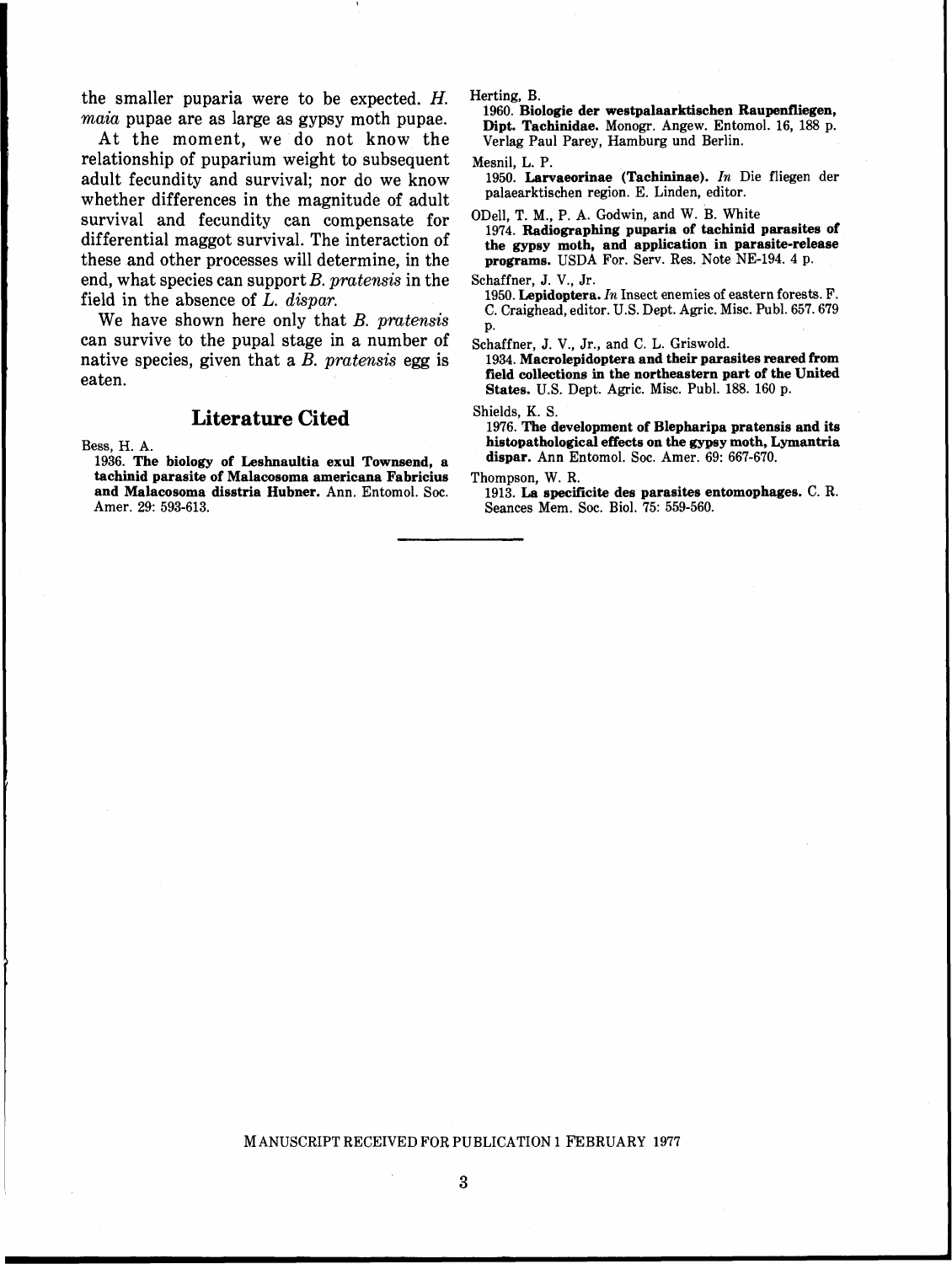the smaller puparia were to be expected. *H. maia* pupae are as large as gypsy moth pupae.

At the moment, we do not know the relationship of puparium weight to subsequent adult fecundity and survival; nor do we know whether differences in the magnitude of adult survival and fecundity can compensate for differential maggot survival. The interaction of these and other processes will determine, in the end, what species can support *B. pratensis* in the field in the absence of *L. dispar.*

We have shown here only that *B. pratensis* can survive to the pupal stage in a number of native species, given that a *B. pratensis* egg is eaten.

## Literature Cited

Bess, H. A.
1936. **The biology of Leshnaultia exul Townsend, a tachinid parasite of Malacosoma americana Fabricius and Malacosoma disstria Hubner.** Ann. Entomol. Soc. Amer. 29: 593-613.

Herting, B.
1960. **Biologie der westpalaarktischen Raupenfliegen, Dipt. Tachinidae.** Monogr. Angew. Entomol. 16, 188 p. Verlag Paul Parey, Hamburg und Berlin.

Mesnil, L. P.
1950. **Larvaeorinae (Tachininae).** *In* Die fliegen der palaearktischen region. E. Linden, editor.

ODell, T. M., P. A. Godwin, and W. B. White
1974. **Radiographing puparia of tachinid parasites of the gypsy moth, and application in parasite-release programs.** USDA For. Serv. Res. Note NE-194. 4 p.

Schaffner, J. V., Jr.
1950. **Lepidoptera.** *In* Insect enemies of eastern forests. F. C. Craighead, editor. U.S. Dept. Agric. Misc. Publ. 657. 679 p.

Schaffner, J. V., Jr., and C. L. Griswold.
1934. **Macrolepidoptera and their parasites reared from field collections in the northeastern part of the United States.** U.S. Dept. Agric. Misc. Publ. 188. 160 p.

Shields, K. S.
1976. **The development of Blepharipa pratensis and its histopathological effects on the gypsy moth, Lymantria dispar.** Ann Entomol. Soc. Amer. 69: 667-670.

Thompson, W. R.
1913. **La specificite des parasites entomophages.** C. R. Seances Mem. Soc. Biol. 75: 559-560.

MANUSCRIPT RECEIVED FOR PUBLICATION 1 FEBRUARY 1977